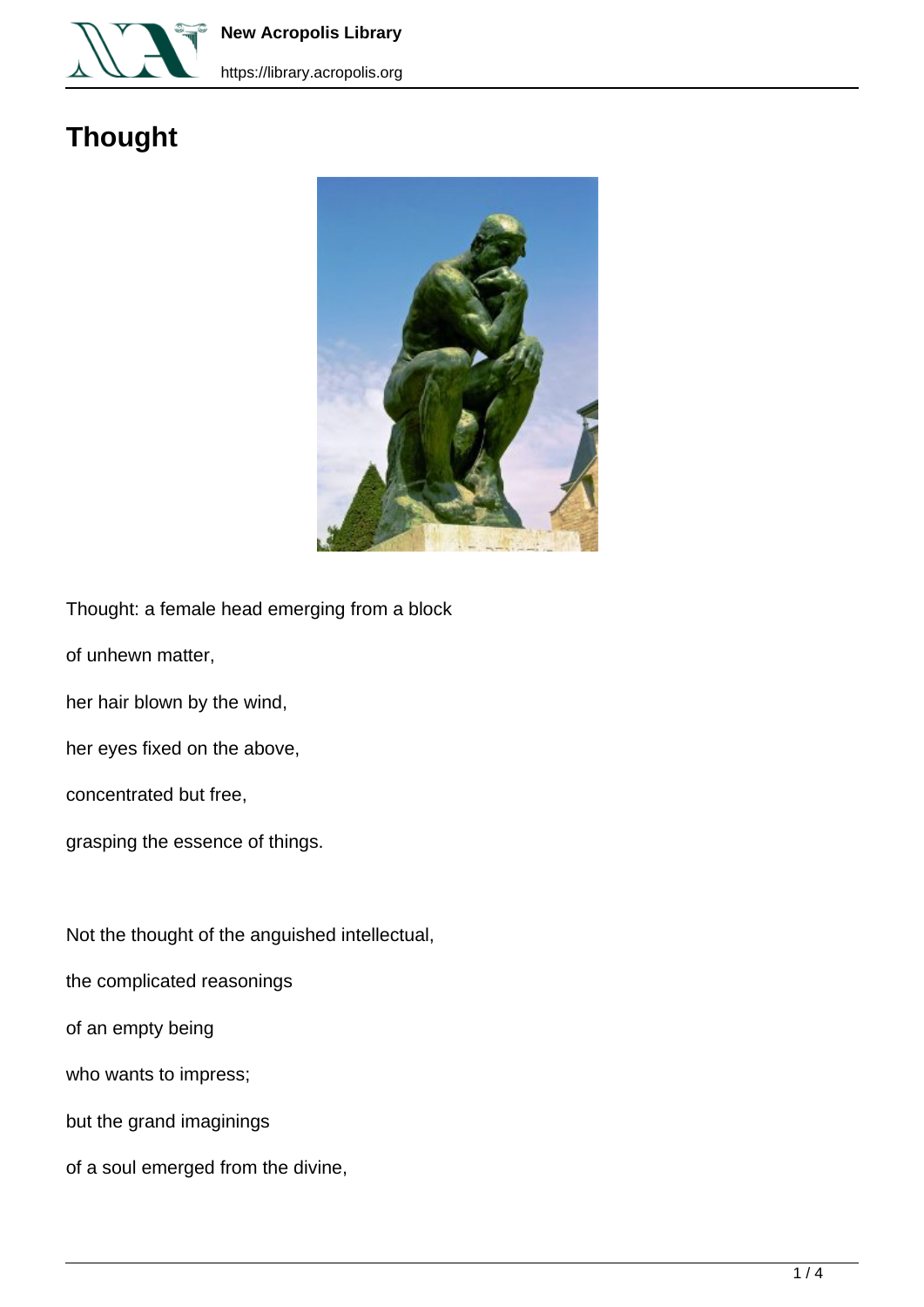# Thought

Thought: a female head emerging from a block

of unhewn matter,

her hair blown by the wind,

her eyes fixed on the above,

concentrated but free,

grasping the essence of things.

Not the thought of the anguished intellectual,

the complicated reasonings

of an empty being

who wants to impress;

but the grand imaginings

of a soul emerged from the divine,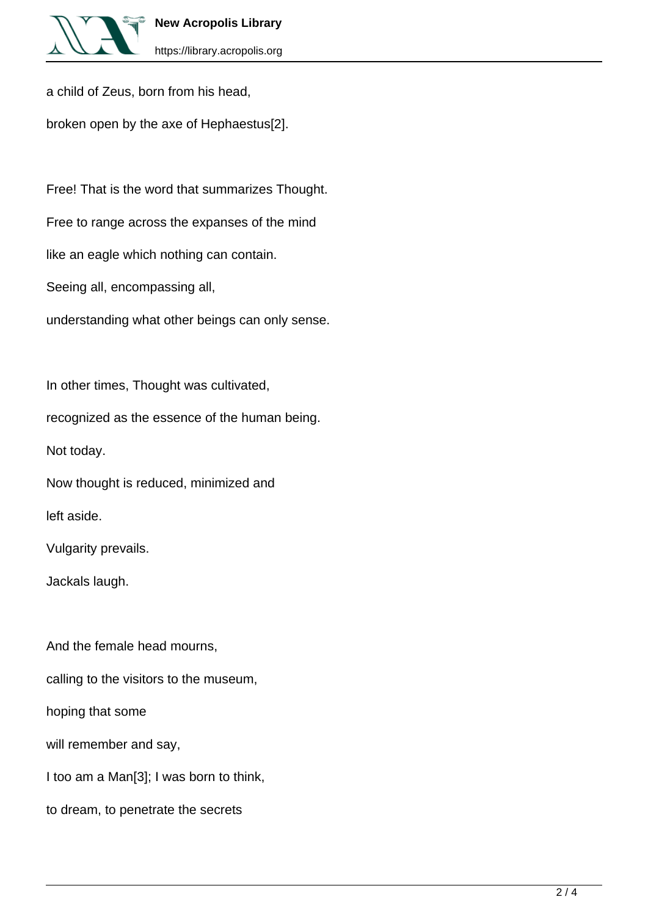a child of Zeus, born from his head,

broken open by the axe of Hephaestus[2].

Free! That is the word that summarizes Thought.

Free to range across the expanses of the mind

like an eagle which nothing can contain.

Seeing all, encompassing all,

understanding what other beings can only sense.

In other times, Thought was cultivated,

recognized as the essence of the human being.

Not today.

Now thought is reduced, minimized and

left aside.

Vulgarity prevails.

Jackals laugh.

And the female head mourns,

calling to the visitors to the museum,

hoping that some

will remember and say,

I too am a Man[3]; I was born to think,

to dream, to penetrate the secrets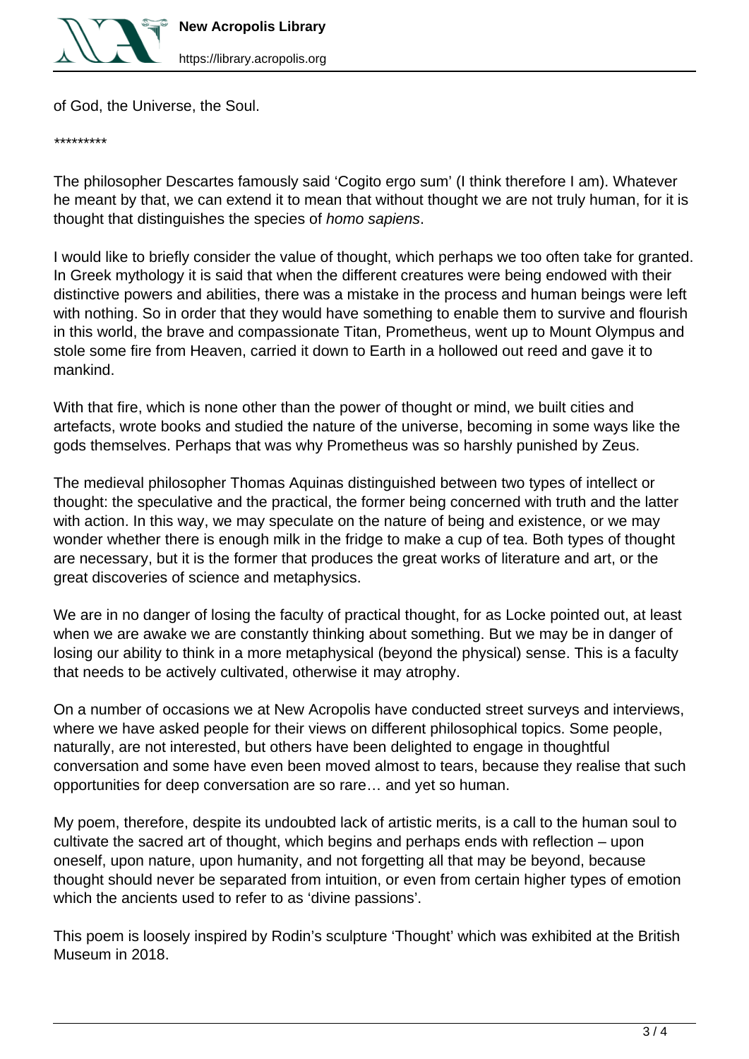of God, the Universe, the Soul.

*********

The philosopher Descartes famously said 'Cogito ergo sum' (I think therefore I am). Whatever he meant by that, we can extend it to mean that without thought we are not truly human, for it is thought that distinguishes the species of *homo sapiens*.

I would like to briefly consider the value of thought, which perhaps we too often take for granted. In Greek mythology it is said that when the different creatures were being endowed with their distinctive powers and abilities, there was a mistake in the process and human beings were left with nothing. So in order that they would have something to enable them to survive and flourish in this world, the brave and compassionate Titan, Prometheus, went up to Mount Olympus and stole some fire from Heaven, carried it down to Earth in a hollowed out reed and gave it to mankind.

With that fire, which is none other than the power of thought or mind, we built cities and artefacts, wrote books and studied the nature of the universe, becoming in some ways like the gods themselves. Perhaps that was why Prometheus was so harshly punished by Zeus.

The medieval philosopher Thomas Aquinas distinguished between two types of intellect or thought: the speculative and the practical, the former being concerned with truth and the latter with action. In this way, we may speculate on the nature of being and existence, or we may wonder whether there is enough milk in the fridge to make a cup of tea. Both types of thought are necessary, but it is the former that produces the great works of literature and art, or the great discoveries of science and metaphysics.

We are in no danger of losing the faculty of practical thought, for as Locke pointed out, at least when we are awake we are constantly thinking about something. But we may be in danger of losing our ability to think in a more metaphysical (beyond the physical) sense. This is a faculty that needs to be actively cultivated, otherwise it may atrophy.

On a number of occasions we at New Acropolis have conducted street surveys and interviews, where we have asked people for their views on different philosophical topics. Some people, naturally, are not interested, but others have been delighted to engage in thoughtful conversation and some have even been moved almost to tears, because they realise that such opportunities for deep conversation are so rare… and yet so human.

My poem, therefore, despite its undoubted lack of artistic merits, is a call to the human soul to cultivate the sacred art of thought, which begins and perhaps ends with reflection – upon oneself, upon nature, upon humanity, and not forgetting all that may be beyond, because thought should never be separated from intuition, or even from certain higher types of emotion which the ancients used to refer to as 'divine passions'.

This poem is loosely inspired by Rodin's sculpture 'Thought' which was exhibited at the British Museum in 2018.